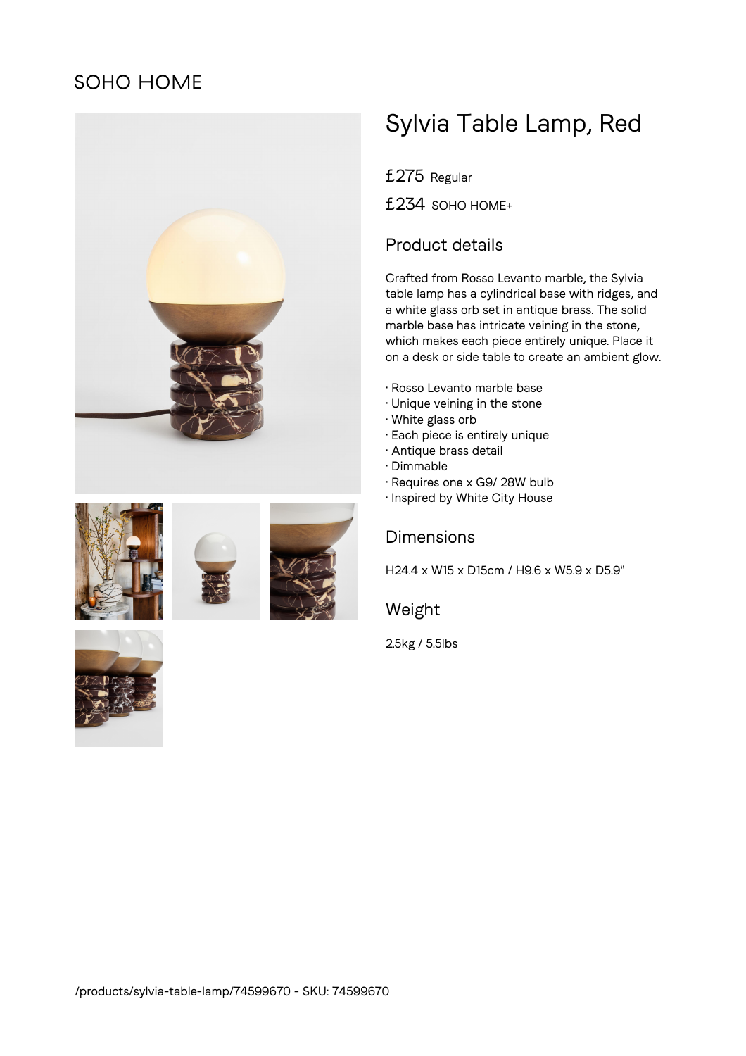SOHO HOME

# Sylvia Table Lamp, Red

£275 Regular

£234 SOHO HOME+

## Product details

Crafted from Rosso Levanto marble, the Sylvia table lamp has a cylindrical base with ridges, and a white glass orb set in antique brass. The solid marble base has intricate veining in the stone, which makes each piece entirely unique. Place it on a desk or side table to create an ambient glow.

- Rosso Levanto marble base
- Unique veining in the stone
- White glass orb
- Each piece is entirely unique
- Antique brass detail
- Dimmable
- Requires one x G9/ 28W bulb
- Inspired by White City House

## Dimensions

H24.4 x W15 x D15cm / H9.6 x W5.9 x D5.9"

## Weight

2.5kg / 5.5lbs

/products/sylvia-table-lamp/74599670 - SKU: 74599670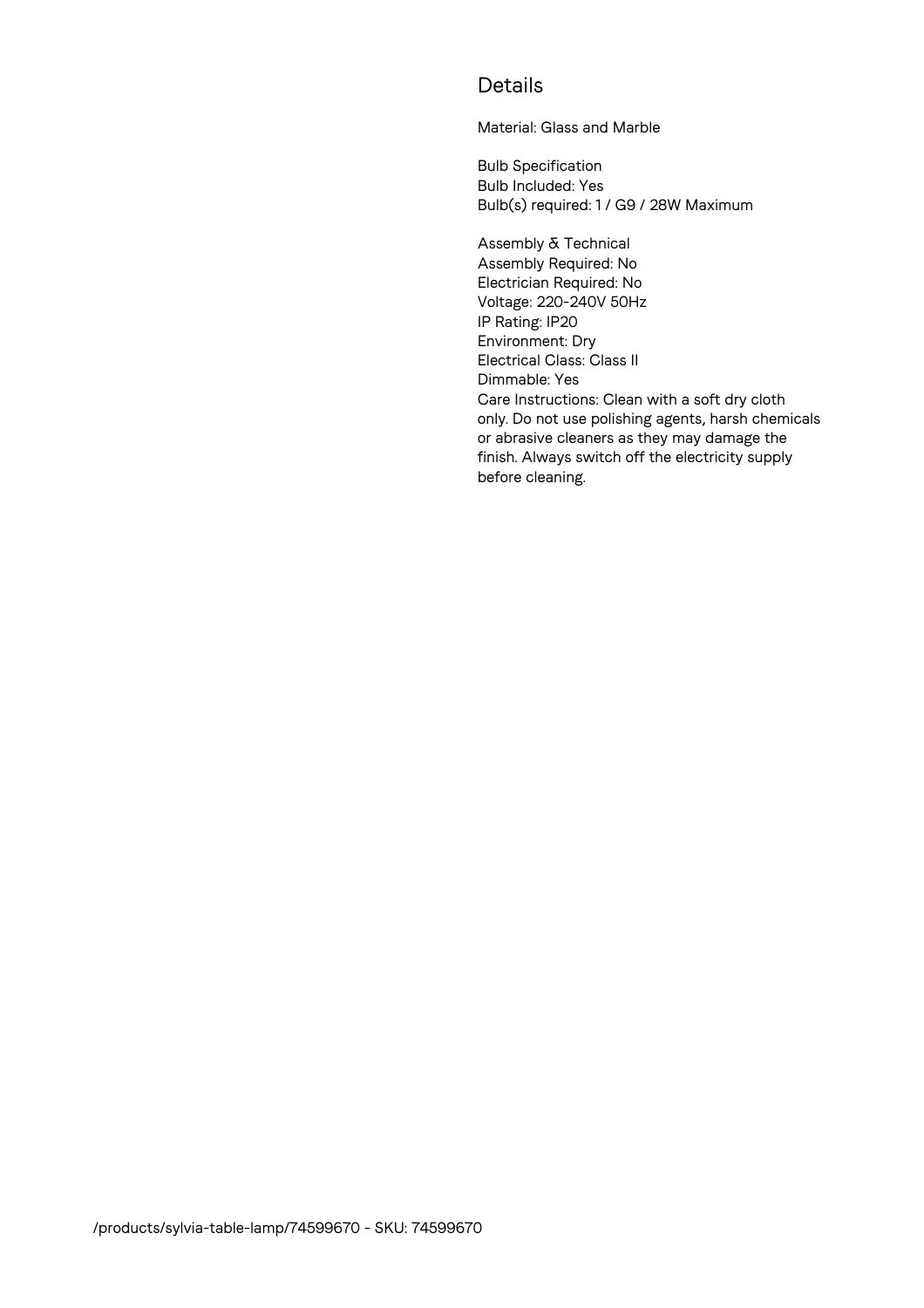## Details

Material: Glass and Marble

Bulb Specification
Bulb Included: Yes
Bulb(s) required: 1 / G9 / 28W Maximum

Assembly & Technical
Assembly Required: No
Electrician Required: No
Voltage: 220-240V 50Hz
IP Rating: IP20
Environment: Dry
Electrical Class: Class II
Dimmable: Yes
Care Instructions: Clean with a soft dry cloth only. Do not use polishing agents, harsh chemicals or abrasive cleaners as they may damage the finish. Always switch off the electricity supply before cleaning.

/products/sylvia-table-lamp/74599670 - SKU: 74599670